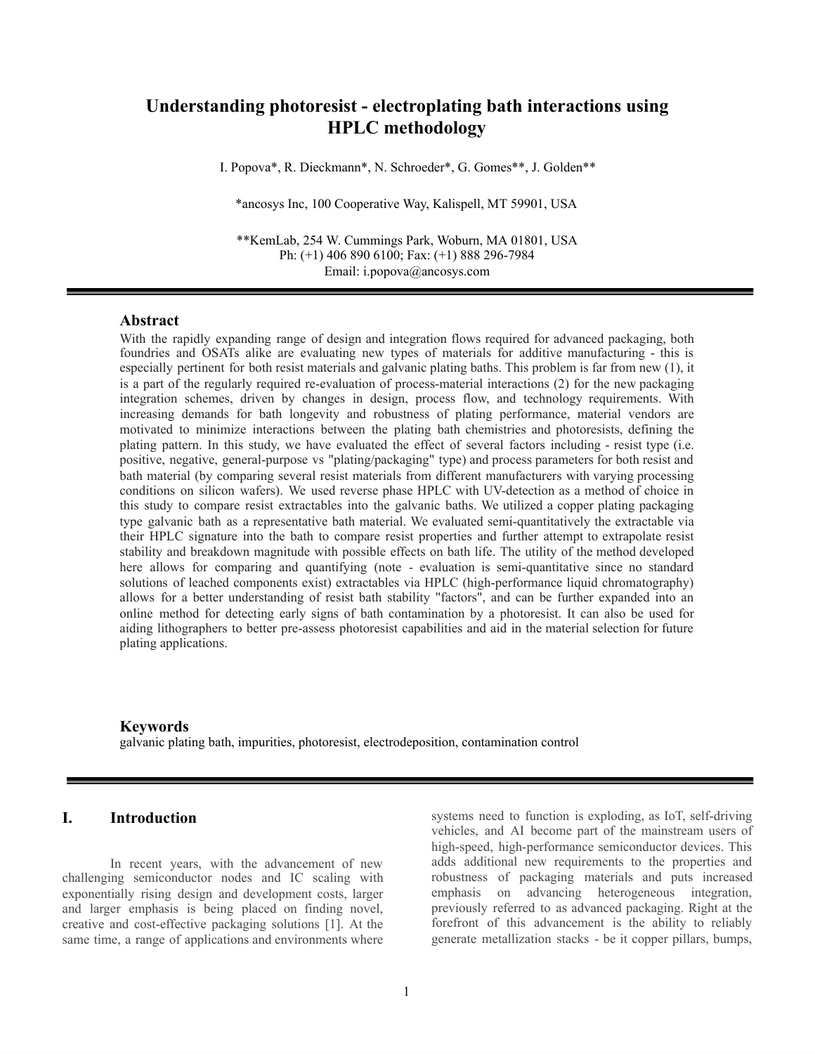# Understanding photoresist - electroplating bath interactions using HPLC methodology

I. Popova*, R. Dieckmann*, N. Schroeder*, G. Gomes**, J. Golden**

*ancosys Inc, 100 Cooperative Way, Kalispell, MT 59901, USA

**KemLab, 254 W. Cummings Park, Woburn, MA 01801, USA
Ph: (+1) 406 890 6100; Fax: (+1) 888 296-7984
Email: i.popova@ancosys.com

---

## Abstract

With the rapidly expanding range of design and integration flows required for advanced packaging, both foundries and OSATs alike are evaluating new types of materials for additive manufacturing - this is especially pertinent for both resist materials and galvanic plating baths. This problem is far from new (1), it is a part of the regularly required re-evaluation of process-material interactions (2) for the new packaging integration schemes, driven by changes in design, process flow, and technology requirements. With increasing demands for bath longevity and robustness of plating performance, material vendors are motivated to minimize interactions between the plating bath chemistries and photoresists, defining the plating pattern. In this study, we have evaluated the effect of several factors including - resist type (i.e. positive, negative, general-purpose vs "plating/packaging" type) and process parameters for both resist and bath material (by comparing several resist materials from different manufacturers with varying processing conditions on silicon wafers). We used reverse phase HPLC with UV-detection as a method of choice in this study to compare resist extractables into the galvanic baths. We utilized a copper plating packaging type galvanic bath as a representative bath material. We evaluated semi-quantitatively the extractable via their HPLC signature into the bath to compare resist properties and further attempt to extrapolate resist stability and breakdown magnitude with possible effects on bath life. The utility of the method developed here allows for comparing and quantifying (note - evaluation is semi-quantitative since no standard solutions of leached components exist) extractables via HPLC (high-performance liquid chromatography) allows for a better understanding of resist bath stability "factors", and can be further expanded into an online method for detecting early signs of bath contamination by a photoresist. It can also be used for aiding lithographers to better pre-assess photoresist capabilities and aid in the material selection for future plating applications.

## Keywords

galvanic plating bath, impurities, photoresist, electrodeposition, contamination control

---

## I. Introduction

In recent years, with the advancement of new challenging semiconductor nodes and IC scaling with exponentially rising design and development costs, larger and larger emphasis is being placed on finding novel, creative and cost-effective packaging solutions [1]. At the same time, a range of applications and environments where systems need to function is exploding, as IoT, self-driving vehicles, and AI become part of the mainstream users of high-speed, high-performance semiconductor devices. This adds additional new requirements to the properties and robustness of packaging materials and puts increased emphasis on advancing heterogeneous integration, previously referred to as advanced packaging. Right at the forefront of this advancement is the ability to reliably generate metallization stacks - be it copper pillars, bumps,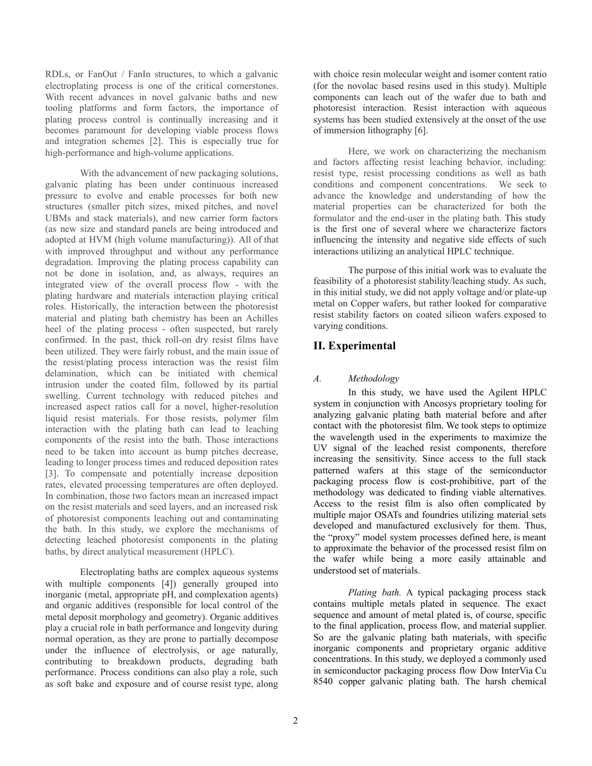RDLs, or FanOut / FanIn structures, to which a galvanic electroplating process is one of the critical cornerstones. With recent advances in novel galvanic baths and new tooling platforms and form factors, the importance of plating process control is continually increasing and it becomes paramount for developing viable process flows and integration schemes [2]. This is especially true for high-performance and high-volume applications.

With the advancement of new packaging solutions, galvanic plating has been under continuous increased pressure to evolve and enable processes for both new structures (smaller pitch sizes, mixed pitches, and novel UBMs and stack materials), and new carrier form factors (as new size and standard panels are being introduced and adopted at HVM (high volume manufacturing)). All of that with improved throughput and without any performance degradation. Improving the plating process capability can not be done in isolation, and, as always, requires an integrated view of the overall process flow - with the plating hardware and materials interaction playing critical roles. Historically, the interaction between the photoresist material and plating bath chemistry has been an Achilles heel of the plating process - often suspected, but rarely confirmed. In the past, thick roll-on dry resist films have been utilized. They were fairly robust, and the main issue of the resist/plating process interaction was the resist film delamination, which can be initiated with chemical intrusion under the coated film, followed by its partial swelling. Current technology with reduced pitches and increased aspect ratios call for a novel, higher-resolution liquid resist materials. For those resists, polymer film interaction with the plating bath can lead to leaching components of the resist into the bath. Those interactions need to be taken into account as bump pitches decrease, leading to longer process times and reduced deposition rates [3]. To compensate and potentially increase deposition rates, elevated processing temperatures are often deployed. In combination, those two factors mean an increased impact on the resist materials and seed layers, and an increased risk of photoresist components leaching out and contaminating the bath. In this study, we explore the mechanisms of detecting leached photoresist components in the plating baths, by direct analytical measurement (HPLC).

Electroplating baths are complex aqueous systems with multiple components [4]) generally grouped into inorganic (metal, appropriate pH, and complexation agents) and organic additives (responsible for local control of the metal deposit morphology and geometry). Organic additives play a crucial role in bath performance and longevity during normal operation, as they are prone to partially decompose under the influence of electrolysis, or age naturally, contributing to breakdown products, degrading bath performance. Process conditions can also play a role, such as soft bake and exposure and of course resist type, along with choice resin molecular weight and isomer content ratio (for the novolac based resins used in this study). Multiple components can leach out of the wafer due to bath and photoresist interaction. Resist interaction with aqueous systems has been studied extensively at the onset of the use of immersion lithography [6].

Here, we work on characterizing the mechanism and factors affecting resist leaching behavior, including: resist type, resist processing conditions as well as bath conditions and component concentrations. We seek to advance the knowledge and understanding of how the material properties can be characterized for both the formulator and the end-user in the plating bath. This study is the first one of several where we characterize factors influencing the intensity and negative side effects of such interactions utilizing an analytical HPLC technique.

The purpose of this initial work was to evaluate the feasibility of a photoresist stability/leaching study. As such, in this initial study, we did not apply voltage and/or plate-up metal on Copper wafers, but rather looked for comparative resist stability factors on coated silicon wafers exposed to varying conditions.

## II. Experimental

### *A. Methodology*

In this study, we have used the Agilent HPLC system in conjunction with Ancosys proprietary tooling for analyzing galvanic plating bath material before and after contact with the photoresist film. We took steps to optimize the wavelength used in the experiments to maximize the UV signal of the leached resist components, therefore increasing the sensitivity. Since access to the full stack patterned wafers at this stage of the semiconductor packaging process flow is cost-prohibitive, part of the methodology was dedicated to finding viable alternatives. Access to the resist film is also often complicated by multiple major OSATs and foundries utilizing material sets developed and manufactured exclusively for them. Thus, the "proxy" model system processes defined here, is meant to approximate the behavior of the processed resist film on the wafer while being a more easily attainable and understood set of materials.

*Plating bath.* A typical packaging process stack contains multiple metals plated in sequence. The exact sequence and amount of metal plated is, of course, specific to the final application, process flow, and material supplier. So are the galvanic plating bath materials, with specific inorganic components and proprietary organic additive concentrations. In this study, we deployed a commonly used in semiconductor packaging process flow Dow InterVia Cu 8540 copper galvanic plating bath. The harsh chemical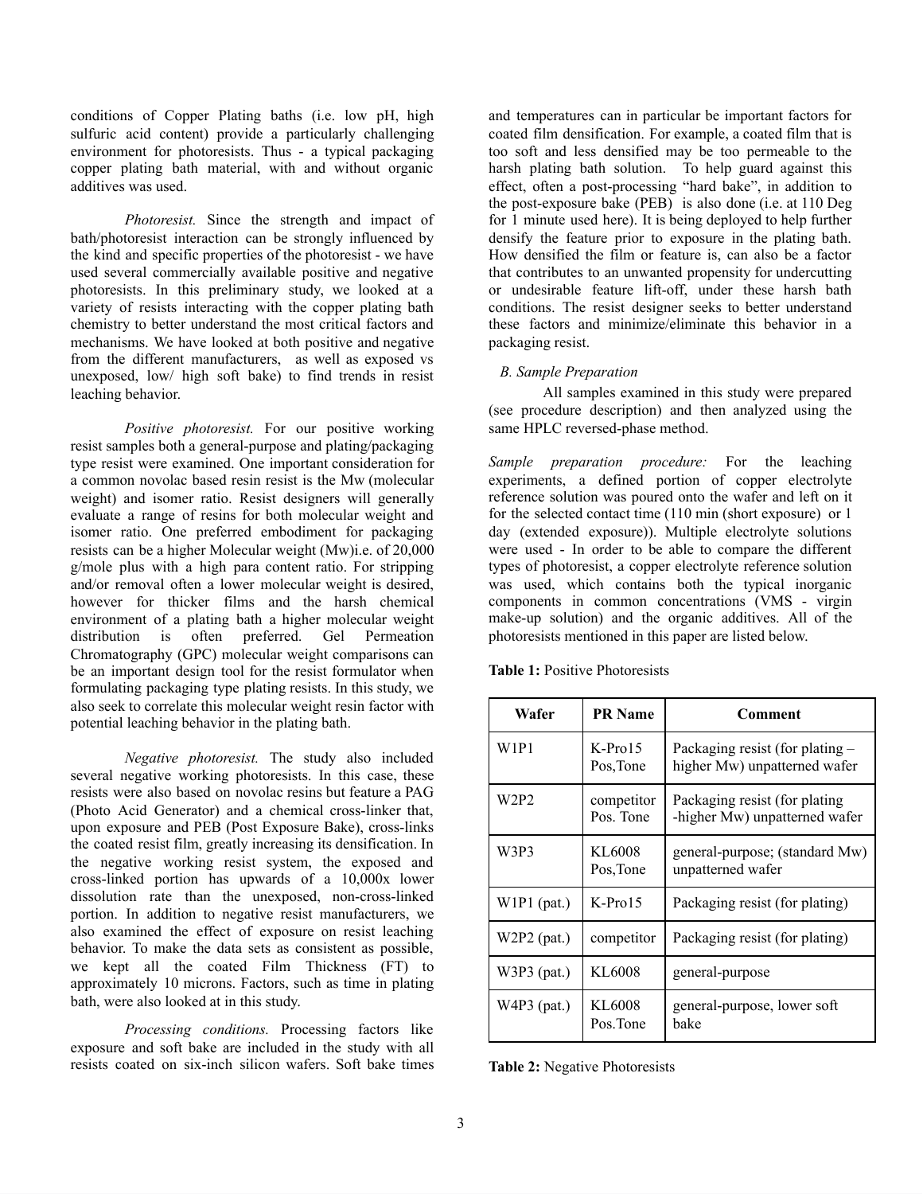conditions of Copper Plating baths (i.e. low pH, high sulfuric acid content) provide a particularly challenging environment for photoresists. Thus - a typical packaging copper plating bath material, with and without organic additives was used.

*Photoresist.* Since the strength and impact of bath/photoresist interaction can be strongly influenced by the kind and specific properties of the photoresist - we have used several commercially available positive and negative photoresists. In this preliminary study, we looked at a variety of resists interacting with the copper plating bath chemistry to better understand the most critical factors and mechanisms. We have looked at both positive and negative from the different manufacturers, as well as exposed vs unexposed, low/ high soft bake) to find trends in resist leaching behavior.

*Positive photoresist.* For our positive working resist samples both a general-purpose and plating/packaging type resist were examined. One important consideration for a common novolac based resin resist is the Mw (molecular weight) and isomer ratio. Resist designers will generally evaluate a range of resins for both molecular weight and isomer ratio. One preferred embodiment for packaging resists can be a higher Molecular weight (Mw)i.e. of 20,000 g/mole plus with a high para content ratio. For stripping and/or removal often a lower molecular weight is desired, however for thicker films and the harsh chemical environment of a plating bath a higher molecular weight distribution is often preferred. Gel Permeation Chromatography (GPC) molecular weight comparisons can be an important design tool for the resist formulator when formulating packaging type plating resists. In this study, we also seek to correlate this molecular weight resin factor with potential leaching behavior in the plating bath.

*Negative photoresist.* The study also included several negative working photoresists. In this case, these resists were also based on novolac resins but feature a PAG (Photo Acid Generator) and a chemical cross-linker that, upon exposure and PEB (Post Exposure Bake), cross-links the coated resist film, greatly increasing its densification. In the negative working resist system, the exposed and cross-linked portion has upwards of a 10,000x lower dissolution rate than the unexposed, non-cross-linked portion. In addition to negative resist manufacturers, we also examined the effect of exposure on resist leaching behavior. To make the data sets as consistent as possible, we kept all the coated Film Thickness (FT) to approximately 10 microns. Factors, such as time in plating bath, were also looked at in this study.

*Processing conditions.* Processing factors like exposure and soft bake are included in the study with all resists coated on six-inch silicon wafers. Soft bake times and temperatures can in particular be important factors for coated film densification. For example, a coated film that is too soft and less densified may be too permeable to the harsh plating bath solution. To help guard against this effect, often a post-processing "hard bake", in addition to the post-exposure bake (PEB) is also done (i.e. at 110 Deg for 1 minute used here). It is being deployed to help further densify the feature prior to exposure in the plating bath. How densified the film or feature is, can also be a factor that contributes to an unwanted propensity for undercutting or undesirable feature lift-off, under these harsh bath conditions. The resist designer seeks to better understand these factors and minimize/eliminate this behavior in a packaging resist.

### *B. Sample Preparation*

All samples examined in this study were prepared (see procedure description) and then analyzed using the same HPLC reversed-phase method.

*Sample preparation procedure:* For the leaching experiments, a defined portion of copper electrolyte reference solution was poured onto the wafer and left on it for the selected contact time (110 min (short exposure) or 1 day (extended exposure)). Multiple electrolyte solutions were used - In order to be able to compare the different types of photoresist, a copper electrolyte reference solution was used, which contains both the typical inorganic components in common concentrations (VMS - virgin make-up solution) and the organic additives. All of the photoresists mentioned in this paper are listed below.

**Table 1:** Positive Photoresists

| Wafer | PR Name | Comment |
|---|---|---|
| W1P1 | K-Pro15 Pos,Tone | Packaging resist (for plating – higher Mw) unpatterned wafer |
| W2P2 | competitor Pos. Tone | Packaging resist (for plating -higher Mw) unpatterned wafer |
| W3P3 | KL6008 Pos,Tone | general-purpose; (standard Mw) unpatterned wafer |
| W1P1 (pat.) | K-Pro15 | Packaging resist (for plating) |
| W2P2 (pat.) | competitor | Packaging resist (for plating) |
| W3P3 (pat.) | KL6008 | general-purpose |
| W4P3 (pat.) | KL6008 Pos.Tone | general-purpose, lower soft bake |

**Table 2:** Negative Photoresists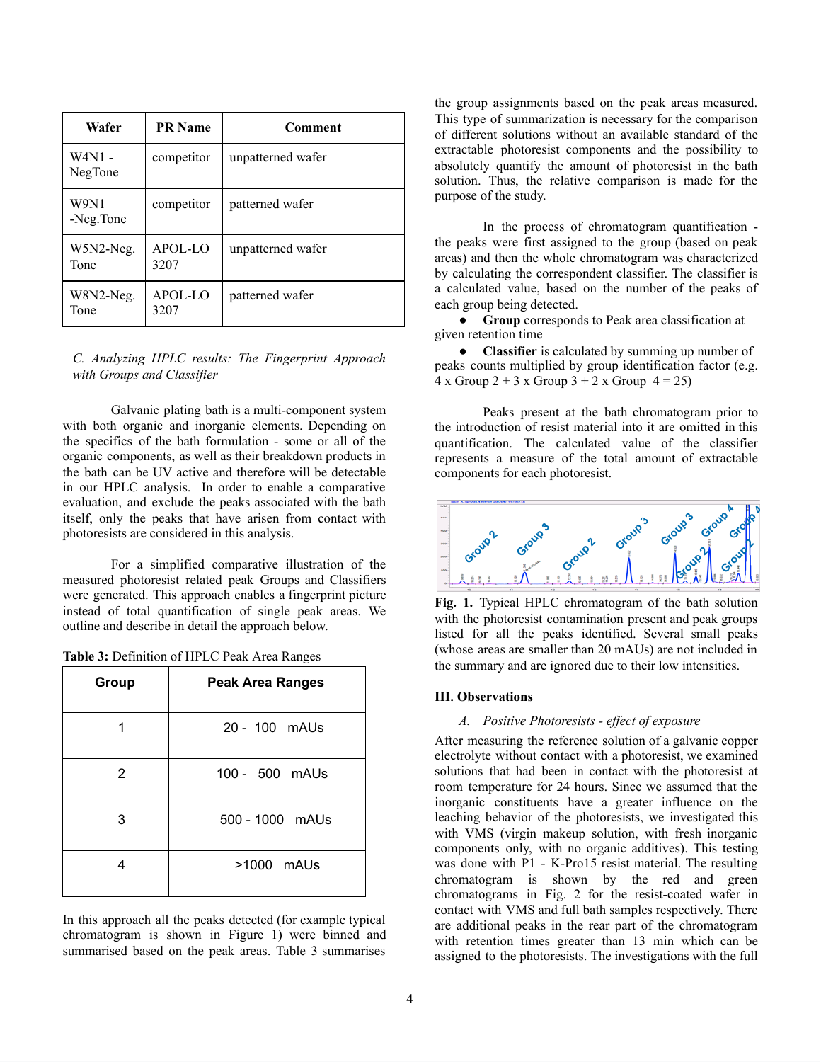| Wafer | PR Name | Comment |
|---|---|---|
| W4N1 - NegTone | competitor | unpatterned wafer |
| W9N1 -Neg.Tone | competitor | patterned wafer |
| W5N2-Neg. Tone | APOL-LO 3207 | unpatterned wafer |
| W8N2-Neg. Tone | APOL-LO 3207 | patterned wafer |

### *C. Analyzing HPLC results: The Fingerprint Approach with Groups and Classifier*

Galvanic plating bath is a multi-component system with both organic and inorganic elements. Depending on the specifics of the bath formulation - some or all of the organic components, as well as their breakdown products in the bath can be UV active and therefore will be detectable in our HPLC analysis. In order to enable a comparative evaluation, and exclude the peaks associated with the bath itself, only the peaks that have arisen from contact with photoresists are considered in this analysis.

For a simplified comparative illustration of the measured photoresist related peak Groups and Classifiers were generated. This approach enables a fingerprint picture instead of total quantification of single peak areas. We outline and describe in detail the approach below.

**Table 3:** Definition of HPLC Peak Area Ranges

| Group | Peak Area Ranges |
|---|---|
| 1 | 20 - 100 mAUs |
| 2 | 100 - 500 mAUs |
| 3 | 500 - 1000 mAUs |
| 4 | >1000 mAUs |

In this approach all the peaks detected (for example typical chromatogram is shown in Figure 1) were binned and summarised based on the peak areas. Table 3 summarises the group assignments based on the peak areas measured. This type of summarization is necessary for the comparison of different solutions without an available standard of the extractable photoresist components and the possibility to absolutely quantify the amount of photoresist in the bath solution. Thus, the relative comparison is made for the purpose of the study.

In the process of chromatogram quantification - the peaks were first assigned to the group (based on peak areas) and then the whole chromatogram was characterized by calculating the correspondent classifier. The classifier is a calculated value, based on the number of the peaks of each group being detected.

- **Group** corresponds to Peak area classification at given retention time
- **Classifier** is calculated by summing up number of peaks counts multiplied by group identification factor (e.g. 4 x Group 2 + 3 x Group 3 + 2 x Group 4 = 25)

Peaks present at the bath chromatogram prior to the introduction of resist material into it are omitted in this quantification. The calculated value of the classifier represents a measure of the total amount of extractable components for each photoresist.

**Fig. 1.** Typical HPLC chromatogram of the bath solution with the photoresist contamination present and peak groups listed for all the peaks identified. Several small peaks (whose areas are smaller than 20 mAUs) are not included in the summary and are ignored due to their low intensities.

## III. Observations

### *A. Positive Photoresists - effect of exposure*

After measuring the reference solution of a galvanic copper electrolyte without contact with a photoresist, we examined solutions that had been in contact with the photoresist at room temperature for 24 hours. Since we assumed that the inorganic constituents have a greater influence on the leaching behavior of the photoresists, we investigated this with VMS (virgin makeup solution, with fresh inorganic components only, with no organic additives). This testing was done with P1 - K-Pro15 resist material. The resulting chromatogram is shown by the red and green chromatograms in Fig. 2 for the resist-coated wafer in contact with VMS and full bath samples respectively. There are additional peaks in the rear part of the chromatogram with retention times greater than 13 min which can be assigned to the photoresists. The investigations with the full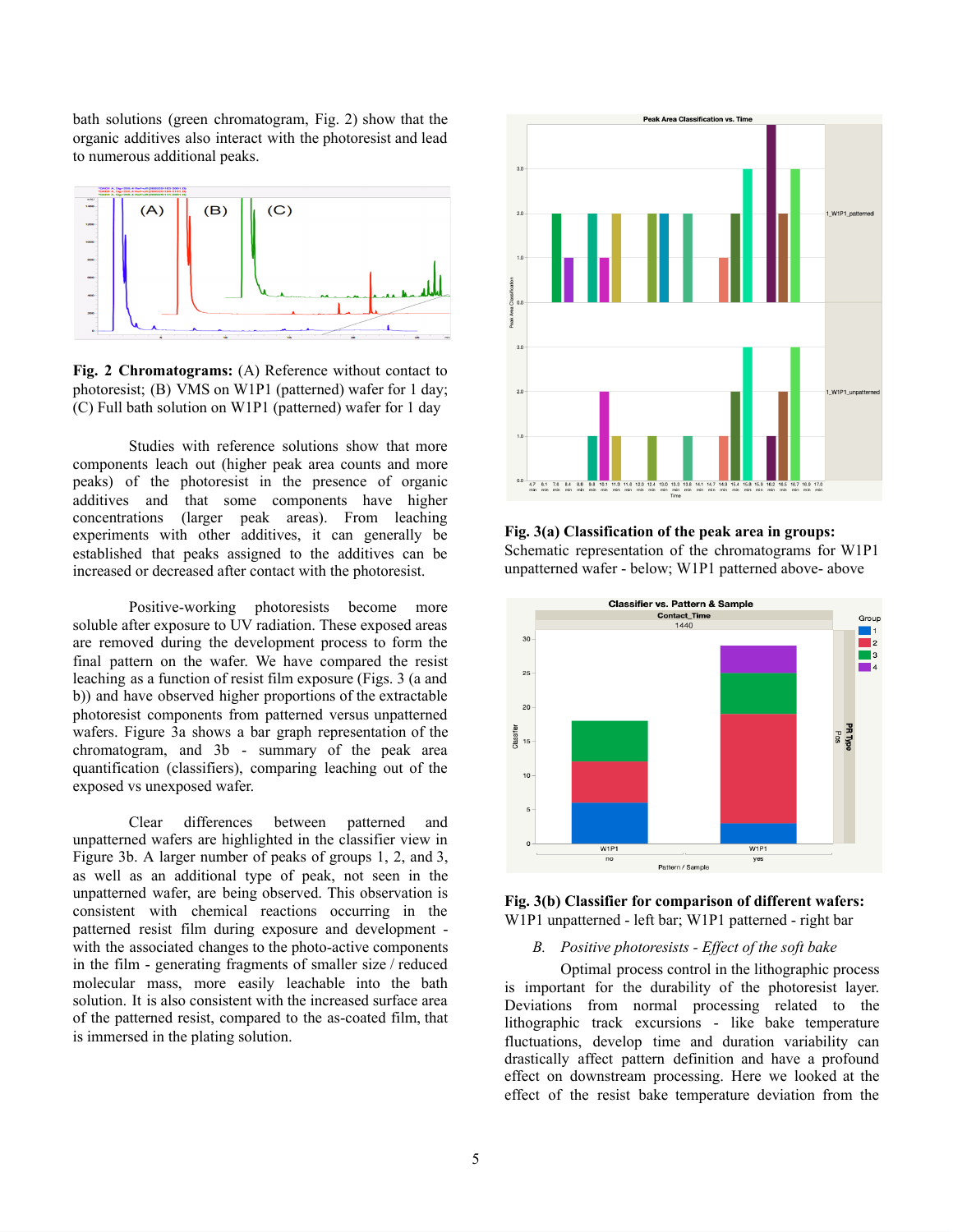bath solutions (green chromatogram, Fig. 2) show that the organic additives also interact with the photoresist and lead to numerous additional peaks.

**Fig. 2 Chromatograms:** (A) Reference without contact to photoresist; (B) VMS on W1P1 (patterned) wafer for 1 day; (C) Full bath solution on W1P1 (patterned) wafer for 1 day

Studies with reference solutions show that more components leach out (higher peak area counts and more peaks) of the photoresist in the presence of organic additives and that some components have higher concentrations (larger peak areas). From leaching experiments with other additives, it can generally be established that peaks assigned to the additives can be increased or decreased after contact with the photoresist.

Positive-working photoresists become more soluble after exposure to UV radiation. These exposed areas are removed during the development process to form the final pattern on the wafer. We have compared the resist leaching as a function of resist film exposure (Figs. 3 (a and b)) and have observed higher proportions of the extractable photoresist components from patterned versus unpatterned wafers. Figure 3a shows a bar graph representation of the chromatogram, and 3b - summary of the peak area quantification (classifiers), comparing leaching out of the exposed vs unexposed wafer.

Clear differences between patterned and unpatterned wafers are highlighted in the classifier view in Figure 3b. A larger number of peaks of groups 1, 2, and 3, as well as an additional type of peak, not seen in the unpatterned wafer, are being observed. This observation is consistent with chemical reactions occurring in the patterned resist film during exposure and development - with the associated changes to the photo-active components in the film - generating fragments of smaller size / reduced molecular mass, more easily leachable into the bath solution. It is also consistent with the increased surface area of the patterned resist, compared to the as-coated film, that is immersed in the plating solution.

**Fig. 3(a) Classification of the peak area in groups:** Schematic representation of the chromatograms for W1P1 unpatterned wafer - below; W1P1 patterned above- above

**Fig. 3(b) Classifier for comparison of different wafers:** W1P1 unpatterned - left bar; W1P1 patterned - right bar

### *B. Positive photoresists - Effect of the soft bake*

Optimal process control in the lithographic process is important for the durability of the photoresist layer. Deviations from normal processing related to the lithographic track excursions - like bake temperature fluctuations, develop time and duration variability can drastically affect pattern definition and have a profound effect on downstream processing. Here we looked at the effect of the resist bake temperature deviation from the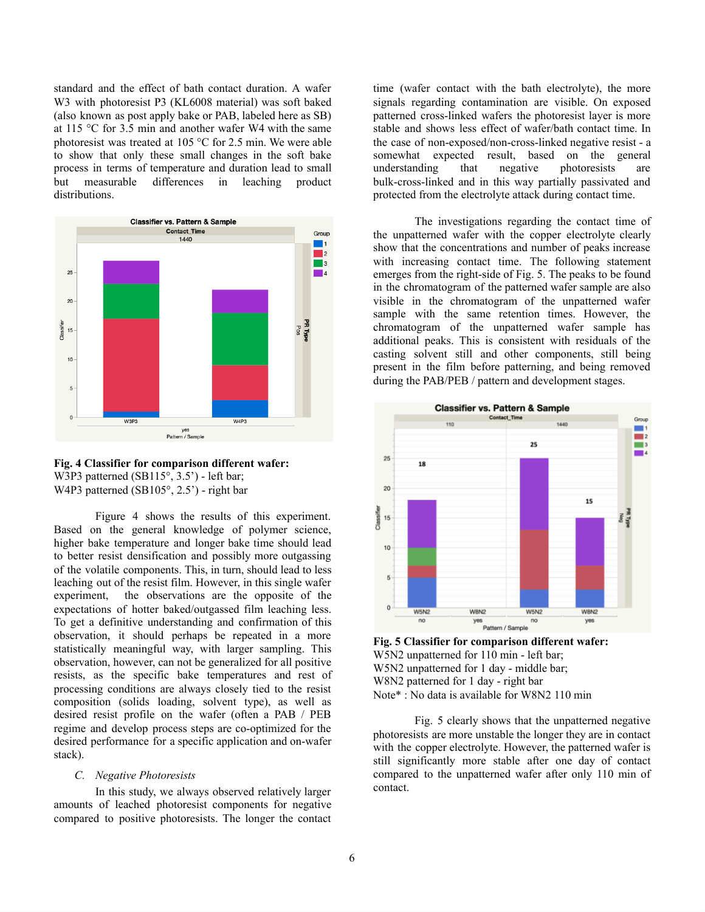standard and the effect of bath contact duration. A wafer W3 with photoresist P3 (KL6008 material) was soft baked (also known as post apply bake or PAB, labeled here as SB) at 115 °C for 3.5 min and another wafer W4 with the same photoresist was treated at 105 °C for 2.5 min. We were able to show that only these small changes in the soft bake process in terms of temperature and duration lead to small but measurable differences in leaching product distributions.

**Fig. 4 Classifier for comparison different wafer:**
W3P3 patterned (SB115°, 3.5') - left bar;
W4P3 patterned (SB105°, 2.5') - right bar

Figure 4 shows the results of this experiment. Based on the general knowledge of polymer science, higher bake temperature and longer bake time should lead to better resist densification and possibly more outgassing of the volatile components. This, in turn, should lead to less leaching out of the resist film. However, in this single wafer experiment, the observations are the opposite of the expectations of hotter baked/outgassed film leaching less. To get a definitive understanding and confirmation of this observation, it should perhaps be repeated in a more statistically meaningful way, with larger sampling. This observation, however, can not be generalized for all positive resists, as the specific bake temperatures and rest of processing conditions are always closely tied to the resist composition (solids loading, solvent type), as well as desired resist profile on the wafer (often a PAB / PEB regime and develop process steps are co-optimized for the desired performance for a specific application and on-wafer stack).

### *C. Negative Photoresists*

In this study, we always observed relatively larger amounts of leached photoresist components for negative compared to positive photoresists. The longer the contact time (wafer contact with the bath electrolyte), the more signals regarding contamination are visible. On exposed patterned cross-linked wafers the photoresist layer is more stable and shows less effect of wafer/bath contact time. In the case of non-exposed/non-cross-linked negative resist - a somewhat expected result, based on the general understanding that negative photoresists are bulk-cross-linked and in this way partially passivated and protected from the electrolyte attack during contact time.

The investigations regarding the contact time of the unpatterned wafer with the copper electrolyte clearly show that the concentrations and number of peaks increase with increasing contact time. The following statement emerges from the right-side of Fig. 5. The peaks to be found in the chromatogram of the patterned wafer sample are also visible in the chromatogram of the unpatterned wafer sample with the same retention times. However, the chromatogram of the unpatterned wafer sample has additional peaks. This is consistent with residuals of the casting solvent still and other components, still being present in the film before patterning, and being removed during the PAB/PEB / pattern and development stages.

**Fig. 5 Classifier for comparison different wafer:**
W5N2 unpatterned for 110 min - left bar;
W5N2 unpatterned for 1 day - middle bar;
W8N2 patterned for 1 day - right bar
Note* : No data is available for W8N2 110 min

Fig. 5 clearly shows that the unpatterned negative photoresists are more unstable the longer they are in contact with the copper electrolyte. However, the patterned wafer is still significantly more stable after one day of contact compared to the unpatterned wafer after only 110 min of contact.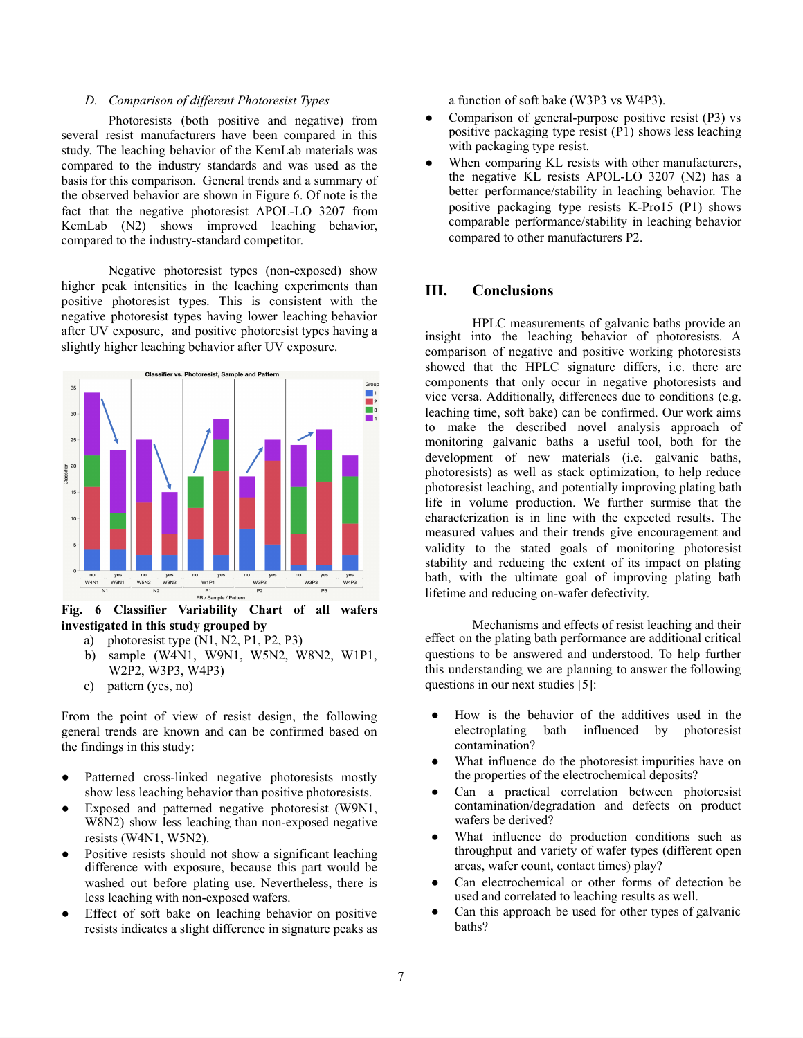### D. *Comparison of different Photoresist Types*

Photoresists (both positive and negative) from several resist manufacturers have been compared in this study. The leaching behavior of the KemLab materials was compared to the industry standards and was used as the basis for this comparison. General trends and a summary of the observed behavior are shown in Figure 6. Of note is the fact that the negative photoresist APOL-LO 3207 from KemLab (N2) shows improved leaching behavior, compared to the industry-standard competitor.

Negative photoresist types (non-exposed) show higher peak intensities in the leaching experiments than positive photoresist types. This is consistent with the negative photoresist types having lower leaching behavior after UV exposure, and positive photoresist types having a slightly higher leaching behavior after UV exposure.

**Fig. 6 Classifier Variability Chart of all wafers investigated in this study grouped by**

a) photoresist type (N1, N2, P1, P2, P3)
b) sample (W4N1, W9N1, W5N2, W8N2, W1P1, W2P2, W3P3, W4P3)
c) pattern (yes, no)

From the point of view of resist design, the following general trends are known and can be confirmed based on the findings in this study:

- Patterned cross-linked negative photoresists mostly show less leaching behavior than positive photoresists.
- Exposed and patterned negative photoresist (W9N1, W8N2) show less leaching than non-exposed negative resists (W4N1, W5N2).
- Positive resists should not show a significant leaching difference with exposure, because this part would be washed out before plating use. Nevertheless, there is less leaching with non-exposed wafers.
- Effect of soft bake on leaching behavior on positive resists indicates a slight difference in signature peaks as a function of soft bake (W3P3 vs W4P3).
- Comparison of general-purpose positive resist (P3) vs positive packaging type resist (P1) shows less leaching with packaging type resist.
- When comparing KL resists with other manufacturers, the negative KL resists APOL-LO 3207 (N2) has a better performance/stability in leaching behavior. The positive packaging type resists K-Pro15 (P1) shows comparable performance/stability in leaching behavior compared to other manufacturers P2.

## III. Conclusions

HPLC measurements of galvanic baths provide an insight into the leaching behavior of photoresists. A comparison of negative and positive working photoresists showed that the HPLC signature differs, i.e. there are components that only occur in negative photoresists and vice versa. Additionally, differences due to conditions (e.g. leaching time, soft bake) can be confirmed. Our work aims to make the described novel analysis approach of monitoring galvanic baths a useful tool, both for the development of new materials (i.e. galvanic baths, photoresists) as well as stack optimization, to help reduce photoresist leaching, and potentially improving plating bath life in volume production. We further surmise that the characterization is in line with the expected results. The measured values and their trends give encouragement and validity to the stated goals of monitoring photoresist stability and reducing the extent of its impact on plating bath, with the ultimate goal of improving plating bath lifetime and reducing on-wafer defectivity.

Mechanisms and effects of resist leaching and their effect on the plating bath performance are additional critical questions to be answered and understood. To help further this understanding we are planning to answer the following questions in our next studies [5]:

- How is the behavior of the additives used in the electroplating bath influenced by photoresist contamination?
- What influence do the photoresist impurities have on the properties of the electrochemical deposits?
- Can a practical correlation between photoresist contamination/degradation and defects on product wafers be derived?
- What influence do production conditions such as throughput and variety of wafer types (different open areas, wafer count, contact times) play?
- Can electrochemical or other forms of detection be used and correlated to leaching results as well.
- Can this approach be used for other types of galvanic baths?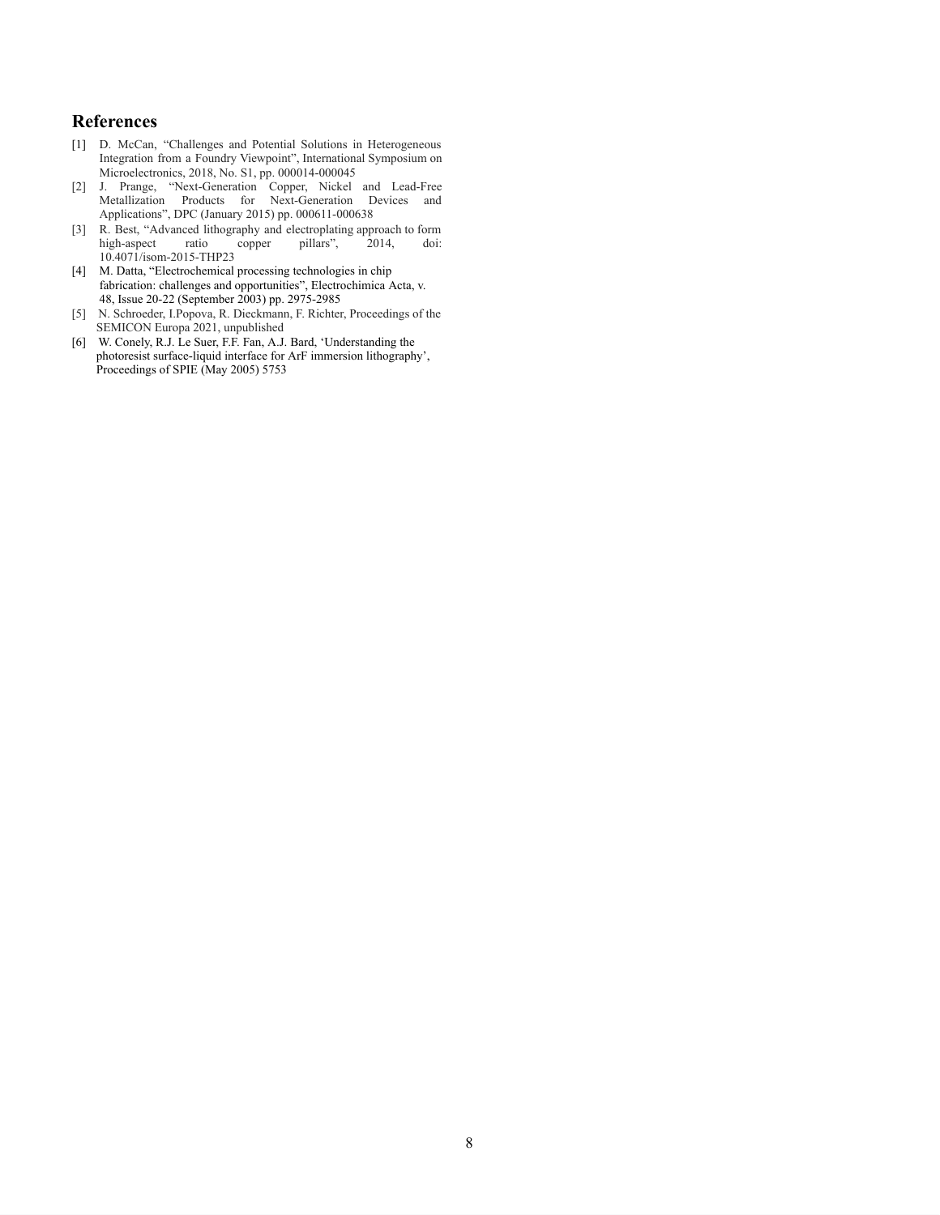## References

[1] D. McCan, "Challenges and Potential Solutions in Heterogeneous Integration from a Foundry Viewpoint", International Symposium on Microelectronics, 2018, No. S1, pp. 000014-000045

[2] J. Prange, "Next-Generation Copper, Nickel and Lead-Free Metallization Products for Next-Generation Devices and Applications", DPC (January 2015) pp. 000611-000638

[3] R. Best, "Advanced lithography and electroplating approach to form high-aspect ratio copper pillars", 2014, doi: 10.4071/isom-2015-THP23

[4] M. Datta, "Electrochemical processing technologies in chip fabrication: challenges and opportunities", Electrochimica Acta, v. 48, Issue 20-22 (September 2003) pp. 2975-2985

[5] N. Schroeder, I.Popova, R. Dieckmann, F. Richter, Proceedings of the SEMICON Europa 2021, unpublished

[6] W. Conely, R.J. Le Suer, F.F. Fan, A.J. Bard, 'Understanding the photoresist surface-liquid interface for ArF immersion lithography', Proceedings of SPIE (May 2005) 5753